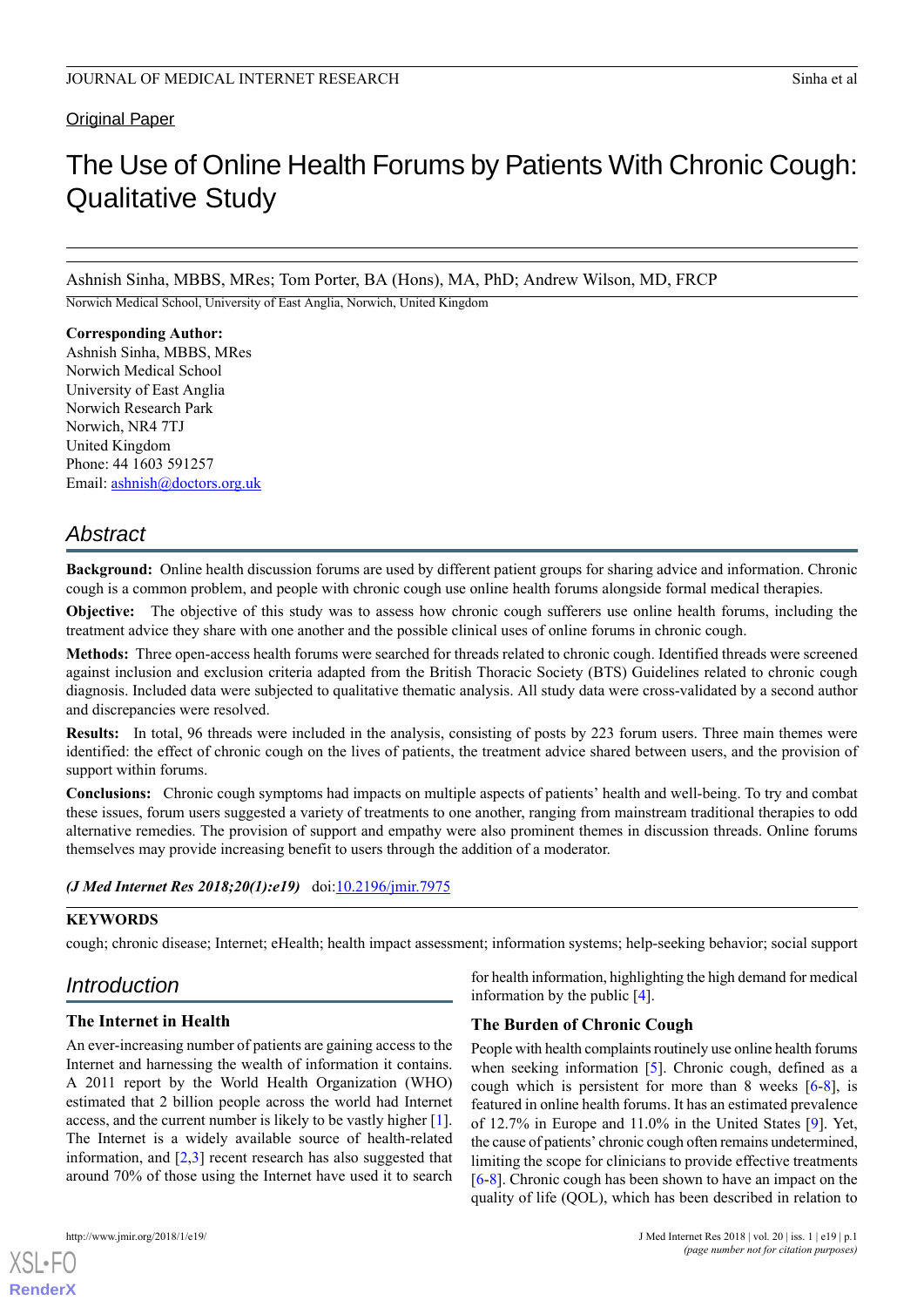Original Paper

# The Use of Online Health Forums by Patients With Chronic Cough: Qualitative Study

Ashnish Sinha, MBBS, MRes; Tom Porter, BA (Hons), MA, PhD; Andrew Wilson, MD, FRCP

Norwich Medical School, University of East Anglia, Norwich, United Kingdom

**Corresponding Author:**
Ashnish Sinha, MBBS, MRes
Norwich Medical School
University of East Anglia
Norwich Research Park
Norwich, NR4 7TJ
United Kingdom
Phone: 44 1603 591257
Email: ashnish@doctors.org.uk

## Abstract

**Background:** Online health discussion forums are used by different patient groups for sharing advice and information. Chronic cough is a common problem, and people with chronic cough use online health forums alongside formal medical therapies.

**Objective:** The objective of this study was to assess how chronic cough sufferers use online health forums, including the treatment advice they share with one another and the possible clinical uses of online forums in chronic cough.

**Methods:** Three open-access health forums were searched for threads related to chronic cough. Identified threads were screened against inclusion and exclusion criteria adapted from the British Thoracic Society (BTS) Guidelines related to chronic cough diagnosis. Included data were subjected to qualitative thematic analysis. All study data were cross-validated by a second author and discrepancies were resolved.

**Results:** In total, 96 threads were included in the analysis, consisting of posts by 223 forum users. Three main themes were identified: the effect of chronic cough on the lives of patients, the treatment advice shared between users, and the provision of support within forums.

**Conclusions:** Chronic cough symptoms had impacts on multiple aspects of patients' health and well-being. To try and combat these issues, forum users suggested a variety of treatments to one another, ranging from mainstream traditional therapies to odd alternative remedies. The provision of support and empathy were also prominent themes in discussion threads. Online forums themselves may provide increasing benefit to users through the addition of a moderator.

***(J Med Internet Res 2018;20(1):e19)*** doi:10.2196/jmir.7975

**KEYWORDS**

cough; chronic disease; Internet; eHealth; health impact assessment; information systems; help-seeking behavior; social support

## Introduction

### The Internet in Health

An ever-increasing number of patients are gaining access to the Internet and harnessing the wealth of information it contains. A 2011 report by the World Health Organization (WHO) estimated that 2 billion people across the world had Internet access, and the current number is likely to be vastly higher [1]. The Internet is a widely available source of health-related information, and [2,3] recent research has also suggested that around 70% of those using the Internet have used it to search for health information, highlighting the high demand for medical information by the public [4].

### The Burden of Chronic Cough

People with health complaints routinely use online health forums when seeking information [5]. Chronic cough, defined as a cough which is persistent for more than 8 weeks [6-8], is featured in online health forums. It has an estimated prevalence of 12.7% in Europe and 11.0% in the United States [9]. Yet, the cause of patients' chronic cough often remains undetermined, limiting the scope for clinicians to provide effective treatments [6-8]. Chronic cough has been shown to have an impact on the quality of life (QOL), which has been described in relation to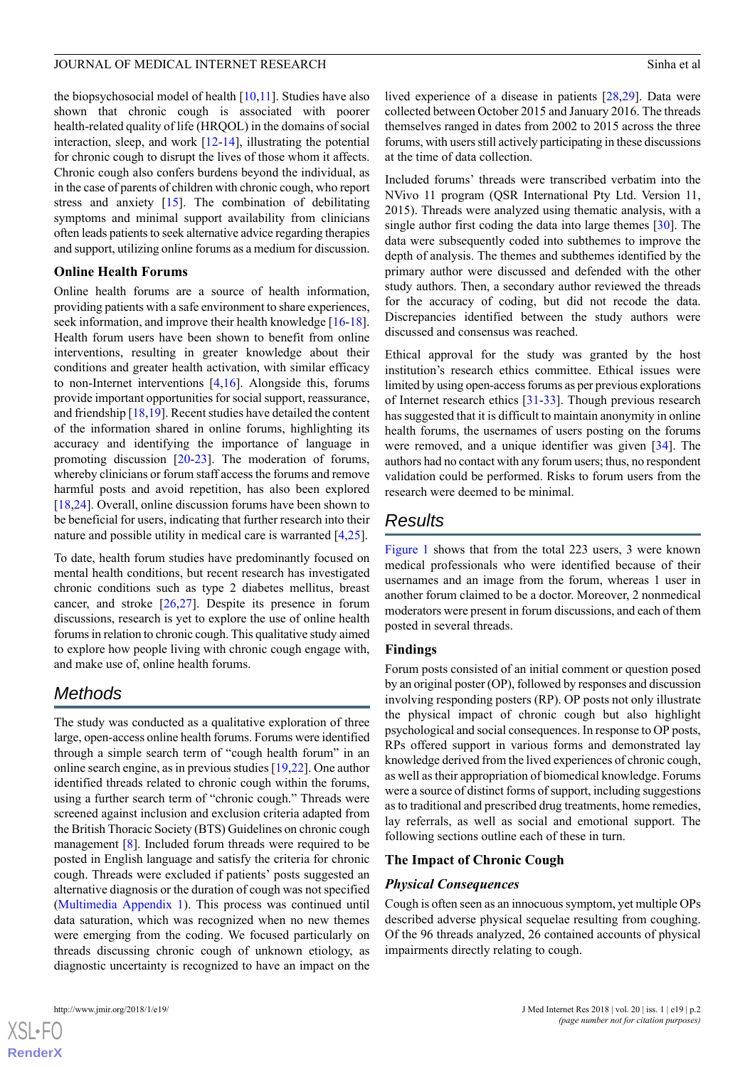the biopsychosocial model of health [10,11]. Studies have also shown that chronic cough is associated with poorer health-related quality of life (HRQOL) in the domains of social interaction, sleep, and work [12-14], illustrating the potential for chronic cough to disrupt the lives of those whom it affects. Chronic cough also confers burdens beyond the individual, as in the case of parents of children with chronic cough, who report stress and anxiety [15]. The combination of debilitating symptoms and minimal support availability from clinicians often leads patients to seek alternative advice regarding therapies and support, utilizing online forums as a medium for discussion.

### Online Health Forums

Online health forums are a source of health information, providing patients with a safe environment to share experiences, seek information, and improve their health knowledge [16-18]. Health forum users have been shown to benefit from online interventions, resulting in greater knowledge about their conditions and greater health activation, with similar efficacy to non-Internet interventions [4,16]. Alongside this, forums provide important opportunities for social support, reassurance, and friendship [18,19]. Recent studies have detailed the content of the information shared in online forums, highlighting its accuracy and identifying the importance of language in promoting discussion [20-23]. The moderation of forums, whereby clinicians or forum staff access the forums and remove harmful posts and avoid repetition, has also been explored [18,24]. Overall, online discussion forums have been shown to be beneficial for users, indicating that further research into their nature and possible utility in medical care is warranted [4,25].

To date, health forum studies have predominantly focused on mental health conditions, but recent research has investigated chronic conditions such as type 2 diabetes mellitus, breast cancer, and stroke [26,27]. Despite its presence in forum discussions, research is yet to explore the use of online health forums in relation to chronic cough. This qualitative study aimed to explore how people living with chronic cough engage with, and make use of, online health forums.

## Methods

The study was conducted as a qualitative exploration of three large, open-access online health forums. Forums were identified through a simple search term of "cough health forum" in an online search engine, as in previous studies [19,22]. One author identified threads related to chronic cough within the forums, using a further search term of "chronic cough." Threads were screened against inclusion and exclusion criteria adapted from the British Thoracic Society (BTS) Guidelines on chronic cough management [8]. Included forum threads were required to be posted in English language and satisfy the criteria for chronic cough. Threads were excluded if patients' posts suggested an alternative diagnosis or the duration of cough was not specified (Multimedia Appendix 1). This process was continued until data saturation, which was recognized when no new themes were emerging from the coding. We focused particularly on threads discussing chronic cough of unknown etiology, as diagnostic uncertainty is recognized to have an impact on the lived experience of a disease in patients [28,29]. Data were collected between October 2015 and January 2016. The threads themselves ranged in dates from 2002 to 2015 across the three forums, with users still actively participating in these discussions at the time of data collection.

Included forums' threads were transcribed verbatim into the NVivo 11 program (QSR International Pty Ltd. Version 11, 2015). Threads were analyzed using thematic analysis, with a single author first coding the data into large themes [30]. The data were subsequently coded into subthemes to improve the depth of analysis. The themes and subthemes identified by the primary author were discussed and defended with the other study authors. Then, a secondary author reviewed the threads for the accuracy of coding, but did not recode the data. Discrepancies identified between the study authors were discussed and consensus was reached.

Ethical approval for the study was granted by the host institution's research ethics committee. Ethical issues were limited by using open-access forums as per previous explorations of Internet research ethics [31-33]. Though previous research has suggested that it is difficult to maintain anonymity in online health forums, the usernames of users posting on the forums were removed, and a unique identifier was given [34]. The authors had no contact with any forum users; thus, no respondent validation could be performed. Risks to forum users from the research were deemed to be minimal.

## Results

Figure 1 shows that from the total 223 users, 3 were known medical professionals who were identified because of their usernames and an image from the forum, whereas 1 user in another forum claimed to be a doctor. Moreover, 2 nonmedical moderators were present in forum discussions, and each of them posted in several threads.

### Findings

Forum posts consisted of an initial comment or question posed by an original poster (OP), followed by responses and discussion involving responding posters (RP). OP posts not only illustrate the physical impact of chronic cough but also highlight psychological and social consequences. In response to OP posts, RPs offered support in various forms and demonstrated lay knowledge derived from the lived experiences of chronic cough, as well as their appropriation of biomedical knowledge. Forums were a source of distinct forms of support, including suggestions as to traditional and prescribed drug treatments, home remedies, lay referrals, as well as social and emotional support. The following sections outline each of these in turn.

### The Impact of Chronic Cough

#### *Physical Consequences*

Cough is often seen as an innocuous symptom, yet multiple OPs described adverse physical sequelae resulting from coughing. Of the 96 threads analyzed, 26 contained accounts of physical impairments directly relating to cough.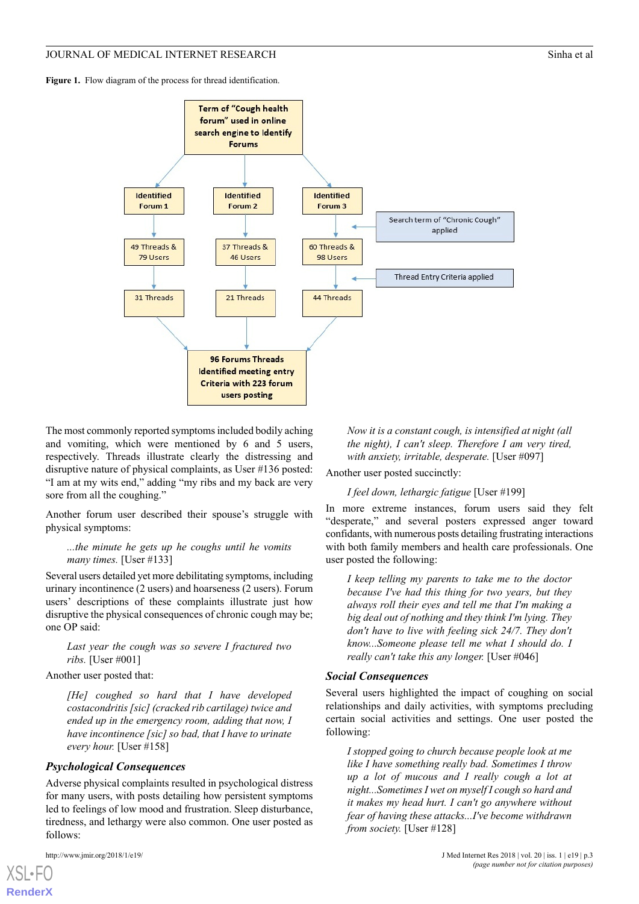**Figure 1.** Flow diagram of the process for thread identification.

Term of "Cough health forum" used in online search engine to Identify Forums

Identified Forum 1 → 49 Threads & 79 Users → 31 Threads

Identified Forum 2 → 37 Threads & 46 Users → 21 Threads

Identified Forum 3 → (Search term of "Chronic Cough" applied) → 60 Threads & 98 Users → (Thread Entry Criteria applied) → 44 Threads

96 Forums Threads Identified meeting entry Criteria with 223 forum users posting

The most commonly reported symptoms included bodily aching and vomiting, which were mentioned by 6 and 5 users, respectively. Threads illustrate clearly the distressing and disruptive nature of physical complaints, as User #136 posted: "I am at my wits end," adding "my ribs and my back are very sore from all the coughing."

Another forum user described their spouse's struggle with physical symptoms:

> *...the minute he gets up he coughs until he vomits many times.* [User #133]

Several users detailed yet more debilitating symptoms, including urinary incontinence (2 users) and hoarseness (2 users). Forum users' descriptions of these complaints illustrate just how disruptive the physical consequences of chronic cough may be; one OP said:

> *Last year the cough was so severe I fractured two ribs.* [User #001]

Another user posted that:

> *[He] coughed so hard that I have developed costacondritis [sic] (cracked rib cartilage) twice and ended up in the emergency room, adding that now, I have incontience [sic] so bad, that I have to urinate every hour.* [User #158]

### *Psychological Consequences*

Adverse physical complaints resulted in psychological distress for many users, with posts detailing how persistent symptoms led to feelings of low mood and frustration. Sleep disturbance, tiredness, and lethargy were also common. One user posted as follows:

> *Now it is a constant cough, is intensified at night (all the night), I can't sleep. Therefore I am very tired, with anxiety, irritable, desperate.* [User #097]

Another user posted succinctly:

> *I feel down, lethargic fatigue* [User #199]

In more extreme instances, forum users said they felt "desperate," and several posters expressed anger toward confidants, with numerous posts detailing frustrating interactions with both family members and health care professionals. One user posted the following:

> *I keep telling my parents to take me to the doctor because I've had this thing for two years, but they always roll their eyes and tell me that I'm making a big deal out of nothing and they think I'm lying. They don't have to live with feeling sick 24/7. They don't know...Someone please tell me what I should do. I really can't take this any longer.* [User #046]

### *Social Consequences*

Several users highlighted the impact of coughing on social relationships and daily activities, with symptoms precluding certain social activities and settings. One user posted the following:

> *I stopped going to church because people look at me like I have something really bad. Sometimes I throw up a lot of mucous and I really cough a lot at night...Sometimes I wet on myself I cough so hard and it makes my head hurt. I can't go anywhere without fear of having these attacks...I've become withdrawn from society.* [User #128]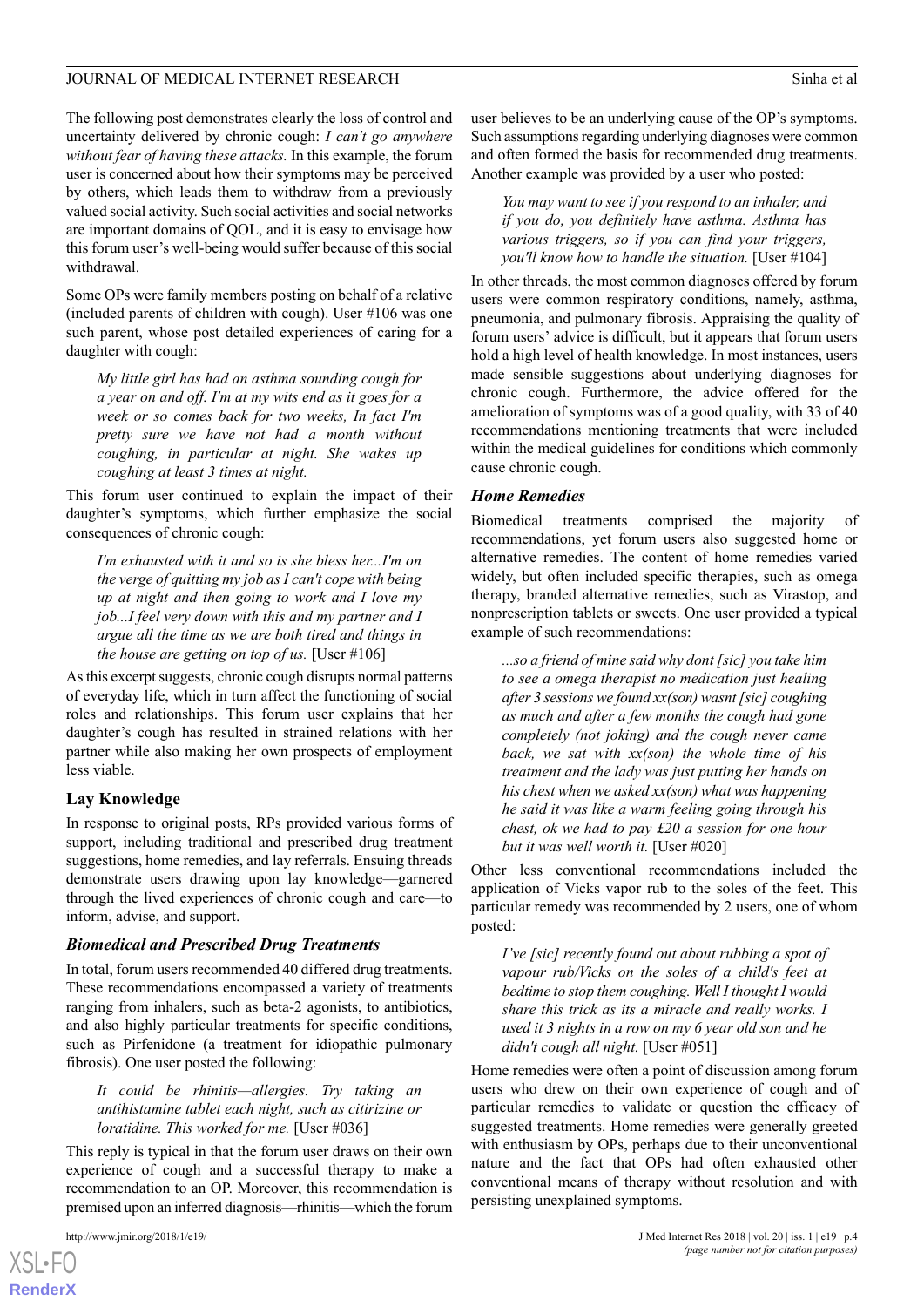The following post demonstrates clearly the loss of control and uncertainty delivered by chronic cough: *I can't go anywhere without fear of having these attacks.* In this example, the forum user is concerned about how their symptoms may be perceived by others, which leads them to withdraw from a previously valued social activity. Such social activities and social networks are important domains of QOL, and it is easy to envisage how this forum user's well-being would suffer because of this social withdrawal.

Some OPs were family members posting on behalf of a relative (included parents of children with cough). User #106 was one such parent, whose post detailed experiences of caring for a daughter with cough:

> *My little girl has had an asthma sounding cough for a year on and off. I'm at my wits end as it goes for a week or so comes back for two weeks, In fact I'm pretty sure we have not had a month without coughing, in particular at night. She wakes up coughing at least 3 times at night.*

This forum user continued to explain the impact of their daughter's symptoms, which further emphasize the social consequences of chronic cough:

> *I'm exhausted with it and so is she bless her...I'm on the verge of quitting my job as I can't cope with being up at night and then going to work and I love my job...I feel very down with this and my partner and I argue all the time as we are both tired and things in the house are getting on top of us.* [User #106]

As this excerpt suggests, chronic cough disrupts normal patterns of everyday life, which in turn affect the functioning of social roles and relationships. This forum user explains that her daughter's cough has resulted in strained relations with her partner while also making her own prospects of employment less viable.

## Lay Knowledge

In response to original posts, RPs provided various forms of support, including traditional and prescribed drug treatment suggestions, home remedies, and lay referrals. Ensuing threads demonstrate users drawing upon lay knowledge—garnered through the lived experiences of chronic cough and care—to inform, advise, and support.

### Biomedical and Prescribed Drug Treatments

In total, forum users recommended 40 differed drug treatments. These recommendations encompassed a variety of treatments ranging from inhalers, such as beta-2 agonists, to antibiotics, and also highly particular treatments for specific conditions, such as Pirfenidone (a treatment for idiopathic pulmonary fibrosis). One user posted the following:

> *It could be rhinitis—allergies. Try taking an antihistamine tablet each night, such as citirizine or loratidine. This worked for me.* [User #036]

This reply is typical in that the forum user draws on their own experience of cough and a successful therapy to make a recommendation to an OP. Moreover, this recommendation is premised upon an inferred diagnosis—rhinitis—which the forum user believes to be an underlying cause of the OP's symptoms. Such assumptions regarding underlying diagnoses were common and often formed the basis for recommended drug treatments. Another example was provided by a user who posted:

> *You may want to see if you respond to an inhaler, and if you do, you definitely have asthma. Asthma has various triggers, so if you can find your triggers, you'll know how to handle the situation.* [User #104]

In other threads, the most common diagnoses offered by forum users were common respiratory conditions, namely, asthma, pneumonia, and pulmonary fibrosis. Appraising the quality of forum users' advice is difficult, but it appears that forum users hold a high level of health knowledge. In most instances, users made sensible suggestions about underlying diagnoses for chronic cough. Furthermore, the advice offered for the amelioration of symptoms was of a good quality, with 33 of 40 recommendations mentioning treatments that were included within the medical guidelines for conditions which commonly cause chronic cough.

### Home Remedies

Biomedical treatments comprised the majority of recommendations, yet forum users also suggested home or alternative remedies. The content of home remedies varied widely, but often included specific therapies, such as omega therapy, branded alternative remedies, such as Virastop, and nonprescription tablets or sweets. One user provided a typical example of such recommendations:

> *...so a friend of mine said why dont [sic] you take him to see a omega therapist no medication just healing after 3 sessions we found xx(son) wasnt [sic] coughing as much and after a few months the cough had gone completely (not joking) and the cough never came back, we sat with xx(son) the whole time of his treatment and the lady was just putting her hands on his chest when we asked xx(son) what was happening he said it was like a warm feeling going through his chest, ok we had to pay £20 a session for one hour but it was well worth it.* [User #020]

Other less conventional recommendations included the application of Vicks vapor rub to the soles of the feet. This particular remedy was recommended by 2 users, one of whom posted:

> *I've [sic] recently found out about rubbing a spot of vapour rub/Vicks on the soles of a child's feet at bedtime to stop them coughing. Well I thought I would share this trick as its a miracle and really works. I used it 3 nights in a row on my 6 year old son and he didn't cough all night.* [User #051]

Home remedies were often a point of discussion among forum users who drew on their own experience of cough and of particular remedies to validate or question the efficacy of suggested treatments. Home remedies were generally greeted with enthusiasm by OPs, perhaps due to their unconventional nature and the fact that OPs had often exhausted other conventional means of therapy without resolution and with persisting unexplained symptoms.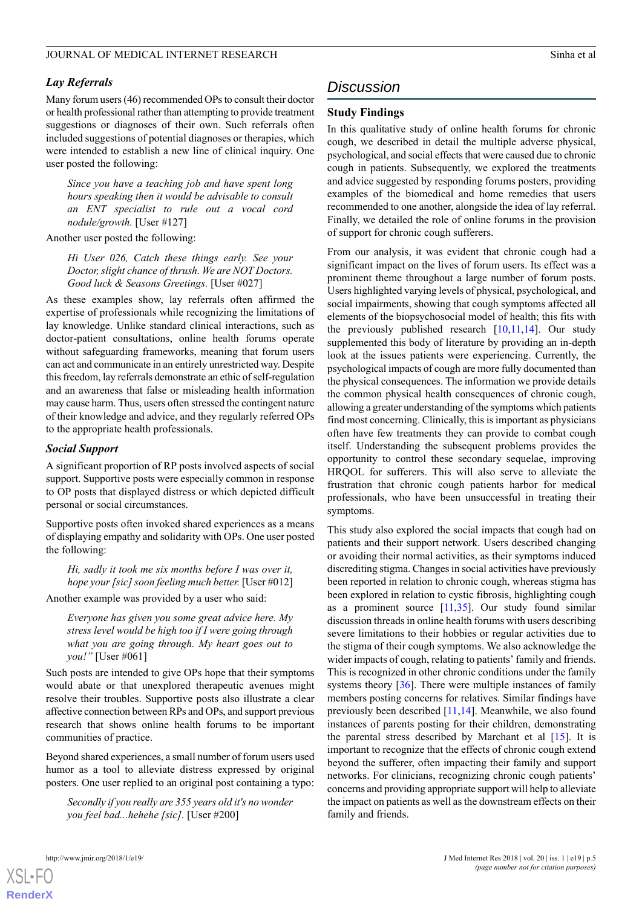### Lay Referrals

Many forum users (46) recommended OPs to consult their doctor or health professional rather than attempting to provide treatment suggestions or diagnoses of their own. Such referrals often included suggestions of potential diagnoses or therapies, which were intended to establish a new line of clinical inquiry. One user posted the following:

> *Since you have a teaching job and have spent long hours speaking then it would be advisable to consult an ENT specialist to rule out a vocal cord nodule/growth.* [User #127]

Another user posted the following:

> *Hi User 026, Catch these things early. See your Doctor, slight chance of thrush. We are NOT Doctors. Good luck & Seasons Greetings.* [User #027]

As these examples show, lay referrals often affirmed the expertise of professionals while recognizing the limitations of lay knowledge. Unlike standard clinical interactions, such as doctor-patient consultations, online health forums operate without safeguarding frameworks, meaning that forum users can act and communicate in an entirely unrestricted way. Despite this freedom, lay referrals demonstrate an ethic of self-regulation and an awareness that false or misleading health information may cause harm. Thus, users often stressed the contingent nature of their knowledge and advice, and they regularly referred OPs to the appropriate health professionals.

### Social Support

A significant proportion of RP posts involved aspects of social support. Supportive posts were especially common in response to OP posts that displayed distress or which depicted difficult personal or social circumstances.

Supportive posts often invoked shared experiences as a means of displaying empathy and solidarity with OPs. One user posted the following:

> *Hi, sadly it took me six months before I was over it, hope your [sic] soon feeling much better.* [User #012]

Another example was provided by a user who said:

> *Everyone has given you some great advice here. My stress level would be high too if I were going through what you are going through. My heart goes out to you!"* [User #061]

Such posts are intended to give OPs hope that their symptoms would abate or that unexplored therapeutic avenues might resolve their troubles. Supportive posts also illustrate a clear affective connection between RPs and OPs, and support previous research that shows online health forums to be important communities of practice.

Beyond shared experiences, a small number of forum users used humor as a tool to alleviate distress expressed by original posters. One user replied to an original post containing a typo:

> *Secondly if you really are 355 years old it's no wonder you feel bad...hehehe [sic].* [User #200]

## Discussion

### Study Findings

In this qualitative study of online health forums for chronic cough, we described in detail the multiple adverse physical, psychological, and social effects that were caused due to chronic cough in patients. Subsequently, we explored the treatments and advice suggested by responding forums posters, providing examples of the biomedical and home remedies that users recommended to one another, alongside the idea of lay referral. Finally, we detailed the role of online forums in the provision of support for chronic cough sufferers.

From our analysis, it was evident that chronic cough had a significant impact on the lives of forum users. Its effect was a prominent theme throughout a large number of forum posts. Users highlighted varying levels of physical, psychological, and social impairments, showing that cough symptoms affected all elements of the biopsychosocial model of health; this fits with the previously published research [10,11,14]. Our study supplemented this body of literature by providing an in-depth look at the issues patients were experiencing. Currently, the psychological impacts of cough are more fully documented than the physical consequences. The information we provide details the common physical health consequences of chronic cough, allowing a greater understanding of the symptoms which patients find most concerning. Clinically, this is important as physicians often have few treatments they can provide to combat cough itself. Understanding the subsequent problems provides the opportunity to control these secondary sequelae, improving HRQOL for sufferers. This will also serve to alleviate the frustration that chronic cough patients harbor for medical professionals, who have been unsuccessful in treating their symptoms.

This study also explored the social impacts that cough had on patients and their support network. Users described changing or avoiding their normal activities, as their symptoms induced discrediting stigma. Changes in social activities have previously been reported in relation to chronic cough, whereas stigma has been explored in relation to cystic fibrosis, highlighting cough as a prominent source [11,35]. Our study found similar discussion threads in online health forums with users describing severe limitations to their hobbies or regular activities due to the stigma of their cough symptoms. We also acknowledge the wider impacts of cough, relating to patients' family and friends. This is recognized in other chronic conditions under the family systems theory [36]. There were multiple instances of family members posting concerns for relatives. Similar findings have previously been described [11,14]. Meanwhile, we also found instances of parents posting for their children, demonstrating the parental stress described by Marchant et al [15]. It is important to recognize that the effects of chronic cough extend beyond the sufferer, often impacting their family and support networks. For clinicians, recognizing chronic cough patients' concerns and providing appropriate support will help to alleviate the impact on patients as well as the downstream effects on their family and friends.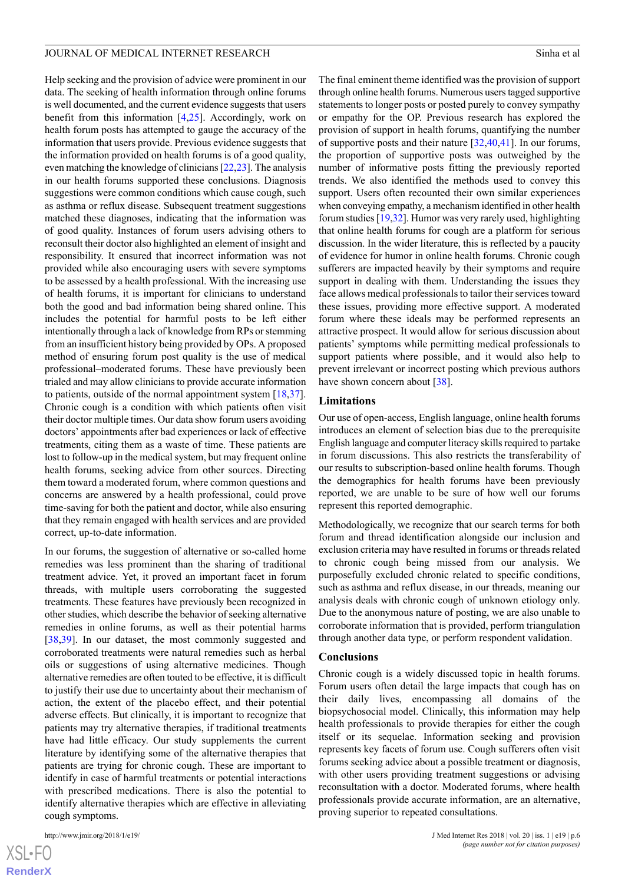Help seeking and the provision of advice were prominent in our data. The seeking of health information through online forums is well documented, and the current evidence suggests that users benefit from this information [4,25]. Accordingly, work on health forum posts has attempted to gauge the accuracy of the information that users provide. Previous evidence suggests that the information provided on health forums is of a good quality, even matching the knowledge of clinicians [22,23]. The analysis in our health forums supported these conclusions. Diagnosis suggestions were common conditions which cause cough, such as asthma or reflux disease. Subsequent treatment suggestions matched these diagnoses, indicating that the information was of good quality. Instances of forum users advising others to reconsult their doctor also highlighted an element of insight and responsibility. It ensured that incorrect information was not provided while also encouraging users with severe symptoms to be assessed by a health professional. With the increasing use of health forums, it is important for clinicians to understand both the good and bad information being shared online. This includes the potential for harmful posts to be left either intentionally through a lack of knowledge from RPs or stemming from an insufficient history being provided by OPs. A proposed method of ensuring forum post quality is the use of medical professional–moderated forums. These have previously been trialed and may allow clinicians to provide accurate information to patients, outside of the normal appointment system [18,37]. Chronic cough is a condition with which patients often visit their doctor multiple times. Our data show forum users avoiding doctors' appointments after bad experiences or lack of effective treatments, citing them as a waste of time. These patients are lost to follow-up in the medical system, but may frequent online health forums, seeking advice from other sources. Directing them toward a moderated forum, where common questions and concerns are answered by a health professional, could prove time-saving for both the patient and doctor, while also ensuring that they remain engaged with health services and are provided correct, up-to-date information.

In our forums, the suggestion of alternative or so-called home remedies was less prominent than the sharing of traditional treatment advice. Yet, it proved an important facet in forum threads, with multiple users corroborating the suggested treatments. These features have previously been recognized in other studies, which describe the behavior of seeking alternative remedies in online forums, as well as their potential harms [38,39]. In our dataset, the most commonly suggested and corroborated treatments were natural remedies such as herbal oils or suggestions of using alternative medicines. Though alternative remedies are often touted to be effective, it is difficult to justify their use due to uncertainty about their mechanism of action, the extent of the placebo effect, and their potential adverse effects. But clinically, it is important to recognize that patients may try alternative therapies, if traditional treatments have had little efficacy. Our study supplements the current literature by identifying some of the alternative therapies that patients are trying for chronic cough. These are important to identify in case of harmful treatments or potential interactions with prescribed medications. There is also the potential to identify alternative therapies which are effective in alleviating cough symptoms.

The final eminent theme identified was the provision of support through online health forums. Numerous users tagged supportive statements to longer posts or posted purely to convey sympathy or empathy for the OP. Previous research has explored the provision of support in health forums, quantifying the number of supportive posts and their nature [32,40,41]. In our forums, the proportion of supportive posts was outweighed by the number of informative posts fitting the previously reported trends. We also identified the methods used to convey this support. Users often recounted their own similar experiences when conveying empathy, a mechanism identified in other health forum studies [19,32]. Humor was very rarely used, highlighting that online health forums for cough are a platform for serious discussion. In the wider literature, this is reflected by a paucity of evidence for humor in online health forums. Chronic cough sufferers are impacted heavily by their symptoms and require support in dealing with them. Understanding the issues they face allows medical professionals to tailor their services toward these issues, providing more effective support. A moderated forum where these ideals may be performed represents an attractive prospect. It would allow for serious discussion about patients' symptoms while permitting medical professionals to support patients where possible, and it would also help to prevent irrelevant or incorrect posting which previous authors have shown concern about [38].

## Limitations

Our use of open-access, English language, online health forums introduces an element of selection bias due to the prerequisite English language and computer literacy skills required to partake in forum discussions. This also restricts the transferability of our results to subscription-based online health forums. Though the demographics for health forums have been previously reported, we are unable to be sure of how well our forums represent this reported demographic.

Methodologically, we recognize that our search terms for both forum and thread identification alongside our inclusion and exclusion criteria may have resulted in forums or threads related to chronic cough being missed from our analysis. We purposefully excluded chronic related to specific conditions, such as asthma and reflux disease, in our threads, meaning our analysis deals with chronic cough of unknown etiology only. Due to the anonymous nature of posting, we are also unable to corroborate information that is provided, perform triangulation through another data type, or perform respondent validation.

## Conclusions

Chronic cough is a widely discussed topic in health forums. Forum users often detail the large impacts that cough has on their daily lives, encompassing all domains of the biopsychosocial model. Clinically, this information may help health professionals to provide therapies for either the cough itself or its sequelae. Information seeking and provision represents key facets of forum use. Cough sufferers often visit forums seeking advice about a possible treatment or diagnosis, with other users providing treatment suggestions or advising reconsultation with a doctor. Moderated forums, where health professionals provide accurate information, are an alternative, proving superior to repeated consultations.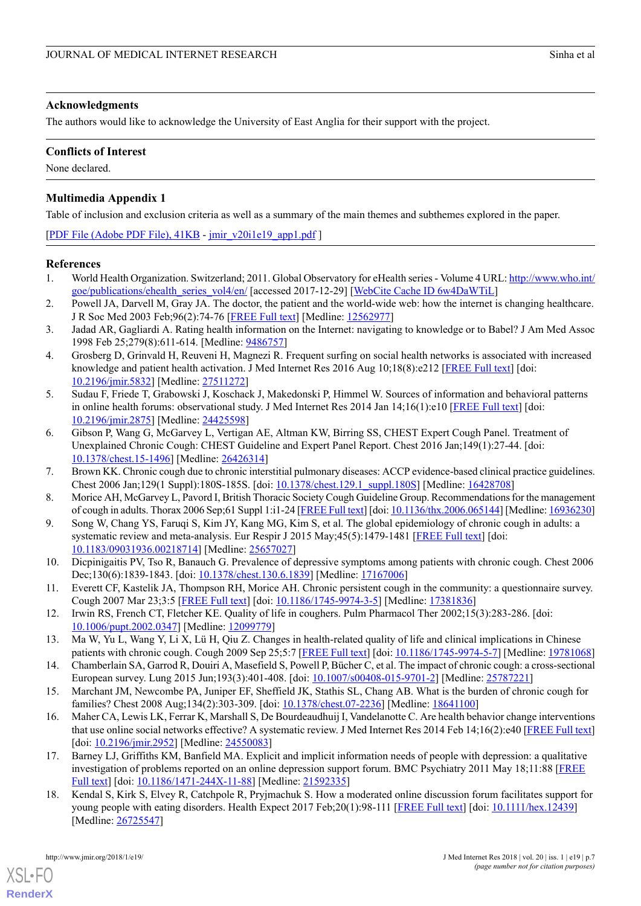## Acknowledgments

The authors would like to acknowledge the University of East Anglia for their support with the project.

## Conflicts of Interest

None declared.

## Multimedia Appendix 1

Table of inclusion and exclusion criteria as well as a summary of the main themes and subthemes explored in the paper.

[PDF File (Adobe PDF File), 41KB - jmir_v20i1e19_app1.pdf ]

## References

1. World Health Organization. Switzerland; 2011. Global Observatory for eHealth series - Volume 4 URL: http://www.who.int/goe/publications/ehealth_series_vol4/en/ [accessed 2017-12-29] [WebCite Cache ID 6w4DaWTiL]
2. Powell JA, Darvell M, Gray JA. The doctor, the patient and the world-wide web: how the internet is changing healthcare. J R Soc Med 2003 Feb;96(2):74-76 [FREE Full text] [Medline: 12562977]
3. Jadad AR, Gagliardi A. Rating health information on the Internet: navigating to knowledge or to Babel? J Am Med Assoc 1998 Feb 25;279(8):611-614. [Medline: 9486757]
4. Grosberg D, Grinvald H, Reuveni H, Magnezi R. Frequent surfing on social health networks is associated with increased knowledge and patient health activation. J Med Internet Res 2016 Aug 10;18(8):e212 [FREE Full text] [doi: 10.2196/jmir.5832] [Medline: 27511272]
5. Sudau F, Friede T, Grabowski J, Koschack J, Makedonski P, Himmel W. Sources of information and behavioral patterns in online health forums: observational study. J Med Internet Res 2014 Jan 14;16(1):e10 [FREE Full text] [doi: 10.2196/jmir.2875] [Medline: 24425598]
6. Gibson P, Wang G, McGarvey L, Vertigan AE, Altman KW, Birring SS, CHEST Expert Cough Panel. Treatment of Unexplained Chronic Cough: CHEST Guideline and Expert Panel Report. Chest 2016 Jan;149(1):27-44. [doi: 10.1378/chest.15-1496] [Medline: 26426314]
7. Brown KK. Chronic cough due to chronic interstitial pulmonary diseases: ACCP evidence-based clinical practice guidelines. Chest 2006 Jan;129(1 Suppl):180S-185S. [doi: 10.1378/chest.129.1_suppl.180S] [Medline: 16428708]
8. Morice AH, McGarvey L, Pavord I, British Thoracic Society Cough Guideline Group. Recommendations for the management of cough in adults. Thorax 2006 Sep;61 Suppl 1:i1-24 [FREE Full text] [doi: 10.1136/thx.2006.065144] [Medline: 16936230]
9. Song W, Chang YS, Faruqi S, Kim JY, Kang MG, Kim S, et al. The global epidemiology of chronic cough in adults: a systematic review and meta-analysis. Eur Respir J 2015 May;45(5):1479-1481 [FREE Full text] [doi: 10.1183/09031936.00218714] [Medline: 25657027]
10. Dicpinigaitis PV, Tso R, Banauch G. Prevalence of depressive symptoms among patients with chronic cough. Chest 2006 Dec;130(6):1839-1843. [doi: 10.1378/chest.130.6.1839] [Medline: 17167006]
11. Everett CF, Kastelik JA, Thompson RH, Morice AH. Chronic persistent cough in the community: a questionnaire survey. Cough 2007 Mar 23;3:5 [FREE Full text] [doi: 10.1186/1745-9974-3-5] [Medline: 17381836]
12. Irwin RS, French CT, Fletcher KE. Quality of life in coughers. Pulm Pharmacol Ther 2002;15(3):283-286. [doi: 10.1006/pupt.2002.0347] [Medline: 12099779]
13. Ma W, Yu L, Wang Y, Li X, Lü H, Qiu Z. Changes in health-related quality of life and clinical implications in Chinese patients with chronic cough. Cough 2009 Sep 25;5:7 [FREE Full text] [doi: 10.1186/1745-9974-5-7] [Medline: 19781068]
14. Chamberlain SA, Garrod R, Douiri A, Masefield S, Powell P, Bücher C, et al. The impact of chronic cough: a cross-sectional European survey. Lung 2015 Jun;193(3):401-408. [doi: 10.1007/s00408-015-9701-2] [Medline: 25787221]
15. Marchant JM, Newcombe PA, Juniper EF, Sheffield JK, Stathis SL, Chang AB. What is the burden of chronic cough for families? Chest 2008 Aug;134(2):303-309. [doi: 10.1378/chest.07-2236] [Medline: 18641100]
16. Maher CA, Lewis LK, Ferrar K, Marshall S, De Bourdeaudhuij I, Vandelanotte C. Are health behavior change interventions that use online social networks effective? A systematic review. J Med Internet Res 2014 Feb 14;16(2):e40 [FREE Full text] [doi: 10.2196/jmir.2952] [Medline: 24550083]
17. Barney LJ, Griffiths KM, Banfield MA. Explicit and implicit information needs of people with depression: a qualitative investigation of problems reported on an online depression support forum. BMC Psychiatry 2011 May 18;11:88 [FREE Full text] [doi: 10.1186/1471-244X-11-88] [Medline: 21592335]
18. Kendal S, Kirk S, Elvey R, Catchpole R, Pryjmachuk S. How a moderated online discussion forum facilitates support for young people with eating disorders. Health Expect 2017 Feb;20(1):98-111 [FREE Full text] [doi: 10.1111/hex.12439] [Medline: 26725547]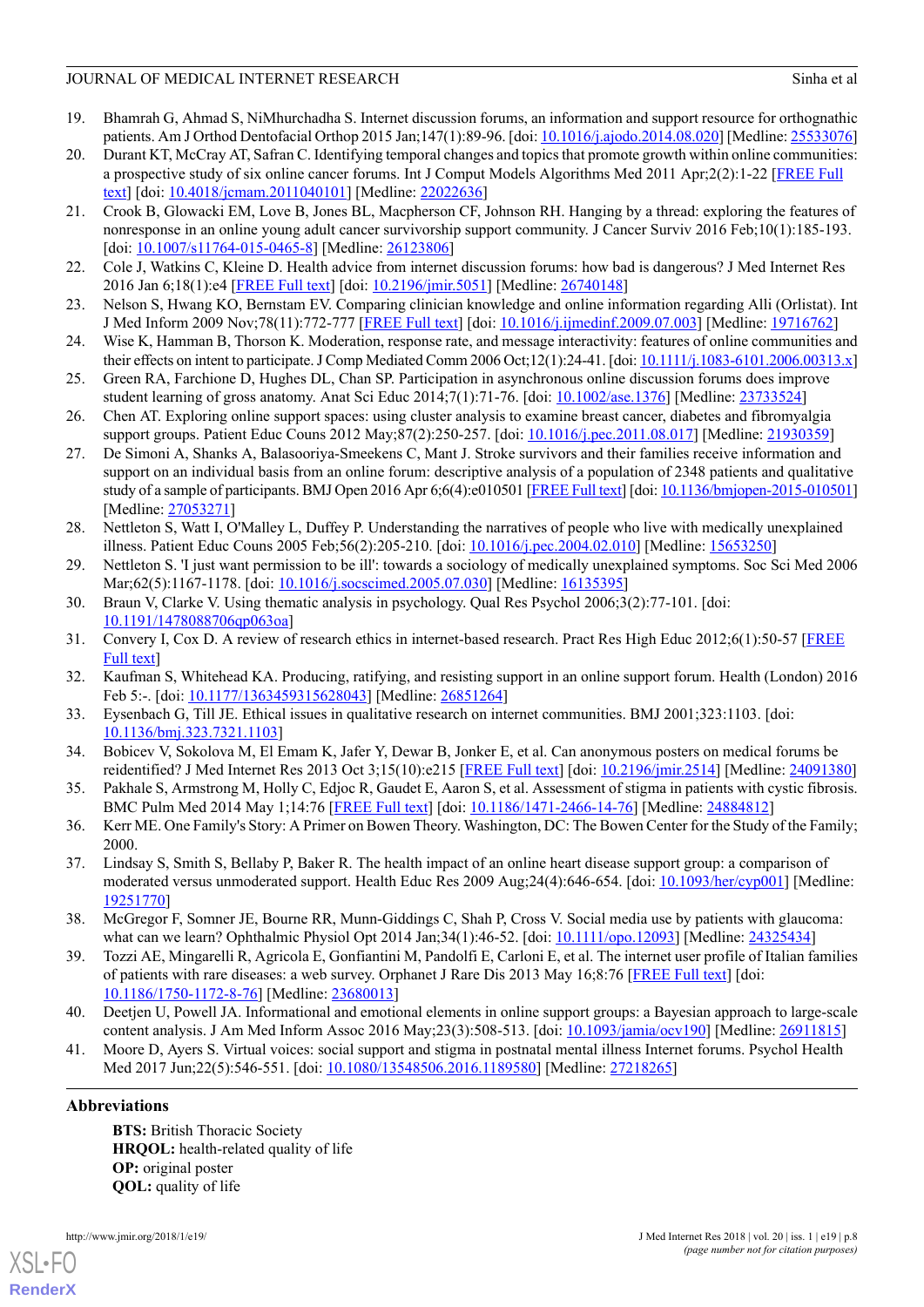19. Bhamrah G, Ahmad S, NiMhurchadha S. Internet discussion forums, an information and support resource for orthognathic patients. Am J Orthod Dentofacial Orthop 2015 Jan;147(1):89-96. [doi: 10.1016/j.ajodo.2014.08.020] [Medline: 25533076]
20. Durant KT, McCray AT, Safran C. Identifying temporal changes and topics that promote growth within online communities: a prospective study of six online cancer forums. Int J Comput Models Algorithms Med 2011 Apr;2(2):1-22 [FREE Full text] [doi: 10.4018/jcmam.2011040101] [Medline: 22022636]
21. Crook B, Glowacki EM, Love B, Jones BL, Macpherson CF, Johnson RH. Hanging by a thread: exploring the features of nonresponse in an online young adult cancer survivorship support community. J Cancer Surviv 2016 Feb;10(1):185-193. [doi: 10.1007/s11764-015-0465-8] [Medline: 26123806]
22. Cole J, Watkins C, Kleine D. Health advice from internet discussion forums: how bad is dangerous? J Med Internet Res 2016 Jan 6;18(1):e4 [FREE Full text] [doi: 10.2196/jmir.5051] [Medline: 26740148]
23. Nelson S, Hwang KO, Bernstam EV. Comparing clinician knowledge and online information regarding Alli (Orlistat). Int J Med Inform 2009 Nov;78(11):772-777 [FREE Full text] [doi: 10.1016/j.ijmedinf.2009.07.003] [Medline: 19716762]
24. Wise K, Hamman B, Thorson K. Moderation, response rate, and message interactivity: features of online communities and their effects on intent to participate. J Comp Mediated Comm 2006 Oct;12(1):24-41. [doi: 10.1111/j.1083-6101.2006.00313.x]
25. Green RA, Farchione D, Hughes DL, Chan SP. Participation in asynchronous online discussion forums does improve student learning of gross anatomy. Anat Sci Educ 2014;7(1):71-76. [doi: 10.1002/ase.1376] [Medline: 23733524]
26. Chen AT. Exploring online support spaces: using cluster analysis to examine breast cancer, diabetes and fibromyalgia support groups. Patient Educ Couns 2012 May;87(2):250-257. [doi: 10.1016/j.pec.2011.08.017] [Medline: 21930359]
27. De Simoni A, Shanks A, Balasooriya-Smeekens C, Mant J. Stroke survivors and their families receive information and support on an individual basis from an online forum: descriptive analysis of a population of 2348 patients and qualitative study of a sample of participants. BMJ Open 2016 Apr 6;6(4):e010501 [FREE Full text] [doi: 10.1136/bmjopen-2015-010501] [Medline: 27053271]
28. Nettleton S, Watt I, O'Malley L, Duffey P. Understanding the narratives of people who live with medically unexplained illness. Patient Educ Couns 2005 Feb;56(2):205-210. [doi: 10.1016/j.pec.2004.02.010] [Medline: 15653250]
29. Nettleton S. 'I just want permission to be ill': towards a sociology of medically unexplained symptoms. Soc Sci Med 2006 Mar;62(5):1167-1178. [doi: 10.1016/j.socscimed.2005.07.030] [Medline: 16135395]
30. Braun V, Clarke V. Using thematic analysis in psychology. Qual Res Psychol 2006;3(2):77-101. [doi: 10.1191/1478088706qp063oa]
31. Convery I, Cox D. A review of research ethics in internet-based research. Pract Res High Educ 2012;6(1):50-57 [FREE Full text]
32. Kaufman S, Whitehead KA. Producing, ratifying, and resisting support in an online support forum. Health (London) 2016 Feb 5:-. [doi: 10.1177/1363459315628043] [Medline: 26851264]
33. Eysenbach G, Till JE. Ethical issues in qualitative research on internet communities. BMJ 2001;323:1103. [doi: 10.1136/bmj.323.7321.1103]
34. Bobicev V, Sokolova M, El Emam K, Jafer Y, Dewar B, Jonker E, et al. Can anonymous posters on medical forums be reidentified? J Med Internet Res 2013 Oct 3;15(10):e215 [FREE Full text] [doi: 10.2196/jmir.2514] [Medline: 24091380]
35. Pakhale S, Armstrong M, Holly C, Edjoc R, Gaudet E, Aaron S, et al. Assessment of stigma in patients with cystic fibrosis. BMC Pulm Med 2014 May 1;14:76 [FREE Full text] [doi: 10.1186/1471-2466-14-76] [Medline: 24884812]
36. Kerr ME. One Family's Story: A Primer on Bowen Theory. Washington, DC: The Bowen Center for the Study of the Family; 2000.
37. Lindsay S, Smith S, Bellaby P, Baker R. The health impact of an online heart disease support group: a comparison of moderated versus unmoderated support. Health Educ Res 2009 Aug;24(4):646-654. [doi: 10.1093/her/cyp001] [Medline: 19251770]
38. McGregor F, Somner JE, Bourne RR, Munn-Giddings C, Shah P, Cross V. Social media use by patients with glaucoma: what can we learn? Ophthalmic Physiol Opt 2014 Jan;34(1):46-52. [doi: 10.1111/opo.12093] [Medline: 24325434]
39. Tozzi AE, Mingarelli R, Agricola E, Gonfiantini M, Pandolfi E, Carloni E, et al. The internet user profile of Italian families of patients with rare diseases: a web survey. Orphanet J Rare Dis 2013 May 16;8:76 [FREE Full text] [doi: 10.1186/1750-1172-8-76] [Medline: 23680013]
40. Deetjen U, Powell JA. Informational and emotional elements in online support groups: a Bayesian approach to large-scale content analysis. J Am Med Inform Assoc 2016 May;23(3):508-513. [doi: 10.1093/jamia/ocv190] [Medline: 26911815]
41. Moore D, Ayers S. Virtual voices: social support and stigma in postnatal mental illness Internet forums. Psychol Health Med 2017 Jun;22(5):546-551. [doi: 10.1080/13548506.2016.1189580] [Medline: 27218265]

## Abbreviations

**BTS:** British Thoracic Society
**HRQOL:** health-related quality of life
**OP:** original poster
**QOL:** quality of life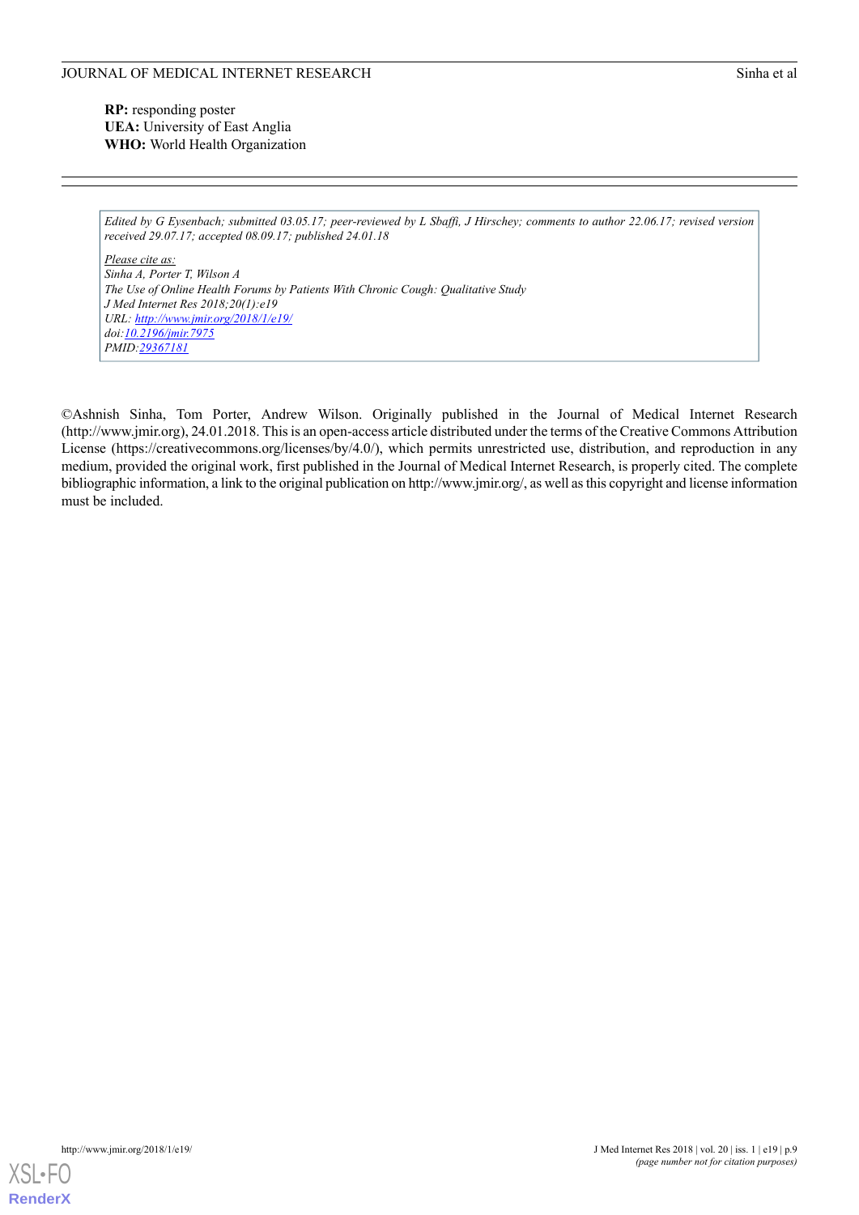**RP:** responding poster
**UEA:** University of East Anglia
**WHO:** World Health Organization

---

*Edited by G Eysenbach; submitted 03.05.17; peer-reviewed by L Sbaffi, J Hirschey; comments to author 22.06.17; revised version received 29.07.17; accepted 08.09.17; published 24.01.18*

*Please cite as:*
*Sinha A, Porter T, Wilson A*
*The Use of Online Health Forums by Patients With Chronic Cough: Qualitative Study*
*J Med Internet Res 2018;20(1):e19*
*URL: http://www.jmir.org/2018/1/e19/*
*doi:10.2196/jmir.7975*
*PMID:29367181*

©Ashnish Sinha, Tom Porter, Andrew Wilson. Originally published in the Journal of Medical Internet Research (http://www.jmir.org), 24.01.2018. This is an open-access article distributed under the terms of the Creative Commons Attribution License (https://creativecommons.org/licenses/by/4.0/), which permits unrestricted use, distribution, and reproduction in any medium, provided the original work, first published in the Journal of Medical Internet Research, is properly cited. The complete bibliographic information, a link to the original publication on http://www.jmir.org/, as well as this copyright and license information must be included.